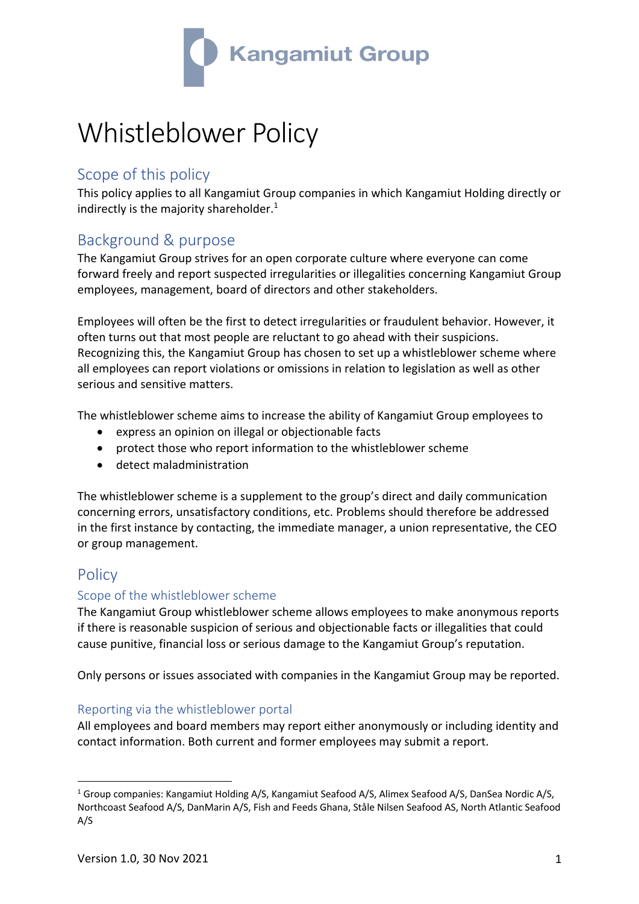Kangamiut Group

# Whistleblower Policy

## Scope of this policy

This policy applies to all Kangamiut Group companies in which Kangamiut Holding directly or indirectly is the majority shareholder.[1]

## Background & purpose

The Kangamiut Group strives for an open corporate culture where everyone can come forward freely and report suspected irregularities or illegalities concerning Kangamiut Group employees, management, board of directors and other stakeholders.

Employees will often be the first to detect irregularities or fraudulent behavior. However, it often turns out that most people are reluctant to go ahead with their suspicions. Recognizing this, the Kangamiut Group has chosen to set up a whistleblower scheme where all employees can report violations or omissions in relation to legislation as well as other serious and sensitive matters.

The whistleblower scheme aims to increase the ability of Kangamiut Group employees to

- express an opinion on illegal or objectionable facts
- protect those who report information to the whistleblower scheme
- detect maladministration

The whistleblower scheme is a supplement to the group's direct and daily communication concerning errors, unsatisfactory conditions, etc. Problems should therefore be addressed in the first instance by contacting, the immediate manager, a union representative, the CEO or group management.

## Policy

### Scope of the whistleblower scheme

The Kangamiut Group whistleblower scheme allows employees to make anonymous reports if there is reasonable suspicion of serious and objectionable facts or illegalities that could cause punitive, financial loss or serious damage to the Kangamiut Group's reputation.

Only persons or issues associated with companies in the Kangamiut Group may be reported.

### Reporting via the whistleblower portal

All employees and board members may report either anonymously or including identity and contact information. Both current and former employees may submit a report.

---

[1] Group companies: Kangamiut Holding A/S, Kangamiut Seafood A/S, Alimex Seafood A/S, DanSea Nordic A/S, Northcoast Seafood A/S, DanMarin A/S, Fish and Feeds Ghana, Ståle Nilsen Seafood AS, North Atlantic Seafood A/S

Version 1.0, 30 Nov 2021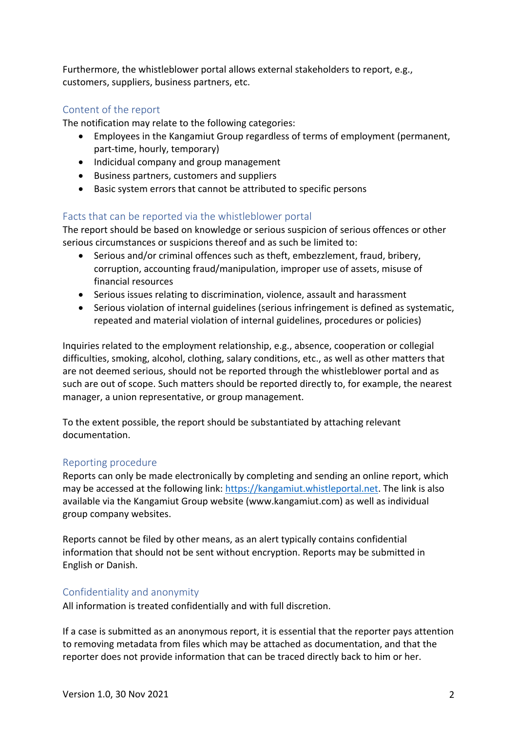Furthermore, the whistleblower portal allows external stakeholders to report, e.g., customers, suppliers, business partners, etc.

## Content of the report

The notification may relate to the following categories:

- Employees in the Kangamiut Group regardless of terms of employment (permanent, part-time, hourly, temporary)
- Indicidual company and group management
- Business partners, customers and suppliers
- Basic system errors that cannot be attributed to specific persons

## Facts that can be reported via the whistleblower portal

The report should be based on knowledge or serious suspicion of serious offences or other serious circumstances or suspicions thereof and as such be limited to:

- Serious and/or criminal offences such as theft, embezzlement, fraud, bribery, corruption, accounting fraud/manipulation, improper use of assets, misuse of financial resources
- Serious issues relating to discrimination, violence, assault and harassment
- Serious violation of internal guidelines (serious infringement is defined as systematic, repeated and material violation of internal guidelines, procedures or policies)

Inquiries related to the employment relationship, e.g., absence, cooperation or collegial difficulties, smoking, alcohol, clothing, salary conditions, etc., as well as other matters that are not deemed serious, should not be reported through the whistleblower portal and as such are out of scope. Such matters should be reported directly to, for example, the nearest manager, a union representative, or group management.

To the extent possible, the report should be substantiated by attaching relevant documentation.

## Reporting procedure

Reports can only be made electronically by completing and sending an online report, which may be accessed at the following link: https://kangamiut.whistleportal.net. The link is also available via the Kangamiut Group website (www.kangamiut.com) as well as individual group company websites.

Reports cannot be filed by other means, as an alert typically contains confidential information that should not be sent without encryption. Reports may be submitted in English or Danish.

## Confidentiality and anonymity

All information is treated confidentially and with full discretion.

If a case is submitted as an anonymous report, it is essential that the reporter pays attention to removing metadata from files which may be attached as documentation, and that the reporter does not provide information that can be traced directly back to him or her.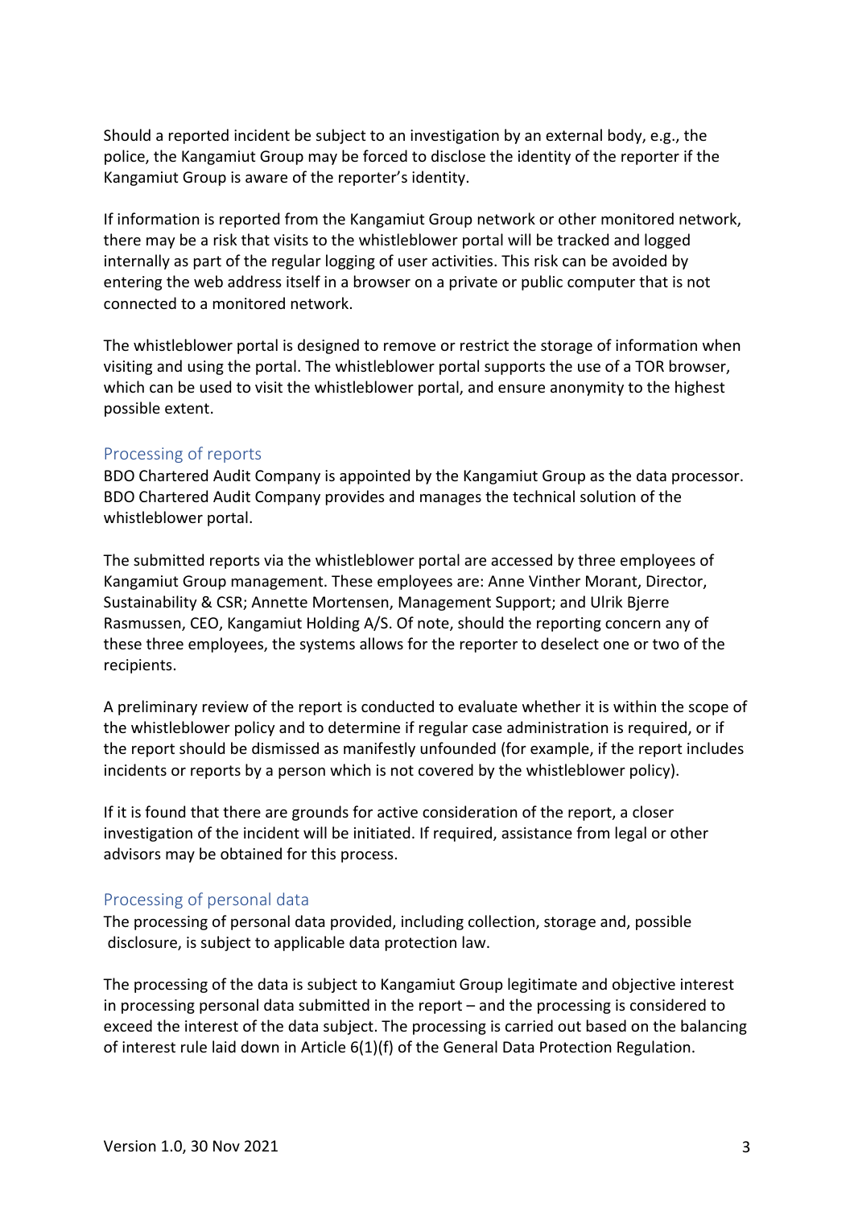Should a reported incident be subject to an investigation by an external body, e.g., the police, the Kangamiut Group may be forced to disclose the identity of the reporter if the Kangamiut Group is aware of the reporter's identity.

If information is reported from the Kangamiut Group network or other monitored network, there may be a risk that visits to the whistleblower portal will be tracked and logged internally as part of the regular logging of user activities. This risk can be avoided by entering the web address itself in a browser on a private or public computer that is not connected to a monitored network.

The whistleblower portal is designed to remove or restrict the storage of information when visiting and using the portal. The whistleblower portal supports the use of a TOR browser, which can be used to visit the whistleblower portal, and ensure anonymity to the highest possible extent.

## Processing of reports

BDO Chartered Audit Company is appointed by the Kangamiut Group as the data processor. BDO Chartered Audit Company provides and manages the technical solution of the whistleblower portal.

The submitted reports via the whistleblower portal are accessed by three employees of Kangamiut Group management. These employees are: Anne Vinther Morant, Director, Sustainability & CSR; Annette Mortensen, Management Support; and Ulrik Bjerre Rasmussen, CEO, Kangamiut Holding A/S. Of note, should the reporting concern any of these three employees, the systems allows for the reporter to deselect one or two of the recipients.

A preliminary review of the report is conducted to evaluate whether it is within the scope of the whistleblower policy and to determine if regular case administration is required, or if the report should be dismissed as manifestly unfounded (for example, if the report includes incidents or reports by a person which is not covered by the whistleblower policy).

If it is found that there are grounds for active consideration of the report, a closer investigation of the incident will be initiated. If required, assistance from legal or other advisors may be obtained for this process.

## Processing of personal data

The processing of personal data provided, including collection, storage and, possible disclosure, is subject to applicable data protection law.

The processing of the data is subject to Kangamiut Group legitimate and objective interest in processing personal data submitted in the report – and the processing is considered to exceed the interest of the data subject. The processing is carried out based on the balancing of interest rule laid down in Article 6(1)(f) of the General Data Protection Regulation.

Version 1.0, 30 Nov 2021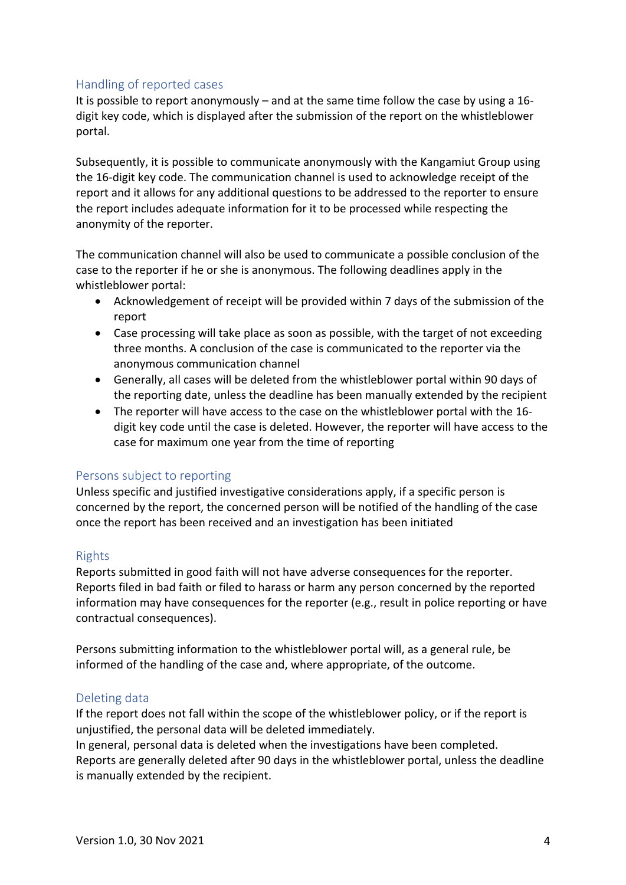## Handling of reported cases

It is possible to report anonymously – and at the same time follow the case by using a 16-digit key code, which is displayed after the submission of the report on the whistleblower portal.

Subsequently, it is possible to communicate anonymously with the Kangamiut Group using the 16-digit key code. The communication channel is used to acknowledge receipt of the report and it allows for any additional questions to be addressed to the reporter to ensure the report includes adequate information for it to be processed while respecting the anonymity of the reporter.

The communication channel will also be used to communicate a possible conclusion of the case to the reporter if he or she is anonymous. The following deadlines apply in the whistleblower portal:

- Acknowledgement of receipt will be provided within 7 days of the submission of the report
- Case processing will take place as soon as possible, with the target of not exceeding three months. A conclusion of the case is communicated to the reporter via the anonymous communication channel
- Generally, all cases will be deleted from the whistleblower portal within 90 days of the reporting date, unless the deadline has been manually extended by the recipient
- The reporter will have access to the case on the whistleblower portal with the 16-digit key code until the case is deleted. However, the reporter will have access to the case for maximum one year from the time of reporting

## Persons subject to reporting

Unless specific and justified investigative considerations apply, if a specific person is concerned by the report, the concerned person will be notified of the handling of the case once the report has been received and an investigation has been initiated

## Rights

Reports submitted in good faith will not have adverse consequences for the reporter. Reports filed in bad faith or filed to harass or harm any person concerned by the reported information may have consequences for the reporter (e.g., result in police reporting or have contractual consequences).

Persons submitting information to the whistleblower portal will, as a general rule, be informed of the handling of the case and, where appropriate, of the outcome.

## Deleting data

If the report does not fall within the scope of the whistleblower policy, or if the report is unjustified, the personal data will be deleted immediately.
In general, personal data is deleted when the investigations have been completed.
Reports are generally deleted after 90 days in the whistleblower portal, unless the deadline is manually extended by the recipient.

Version 1.0, 30 Nov 2021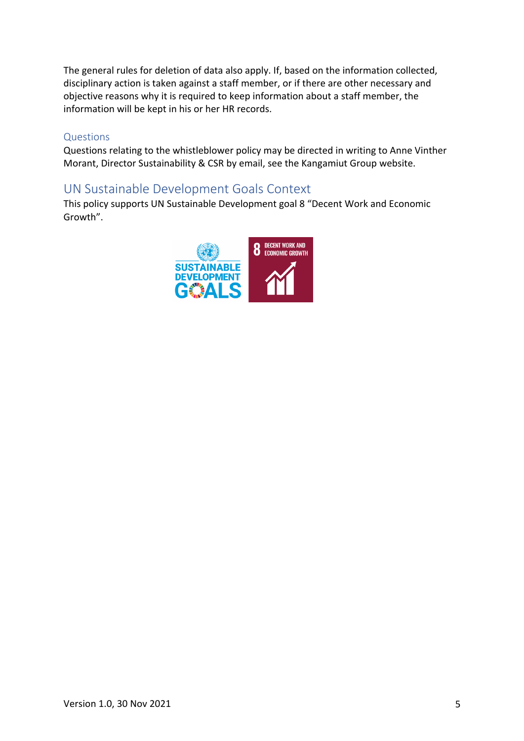The general rules for deletion of data also apply. If, based on the information collected, disciplinary action is taken against a staff member, or if there are other necessary and objective reasons why it is required to keep information about a staff member, the information will be kept in his or her HR records.

### Questions

Questions relating to the whistleblower policy may be directed in writing to Anne Vinther Morant, Director Sustainability & CSR by email, see the Kangamiut Group website.

## UN Sustainable Development Goals Context

This policy supports UN Sustainable Development goal 8 "Decent Work and Economic Growth".

SUSTAINABLE DEVELOPMENT GOALS

8 DECENT WORK AND ECONOMIC GROWTH

Version 1.0, 30 Nov 2021